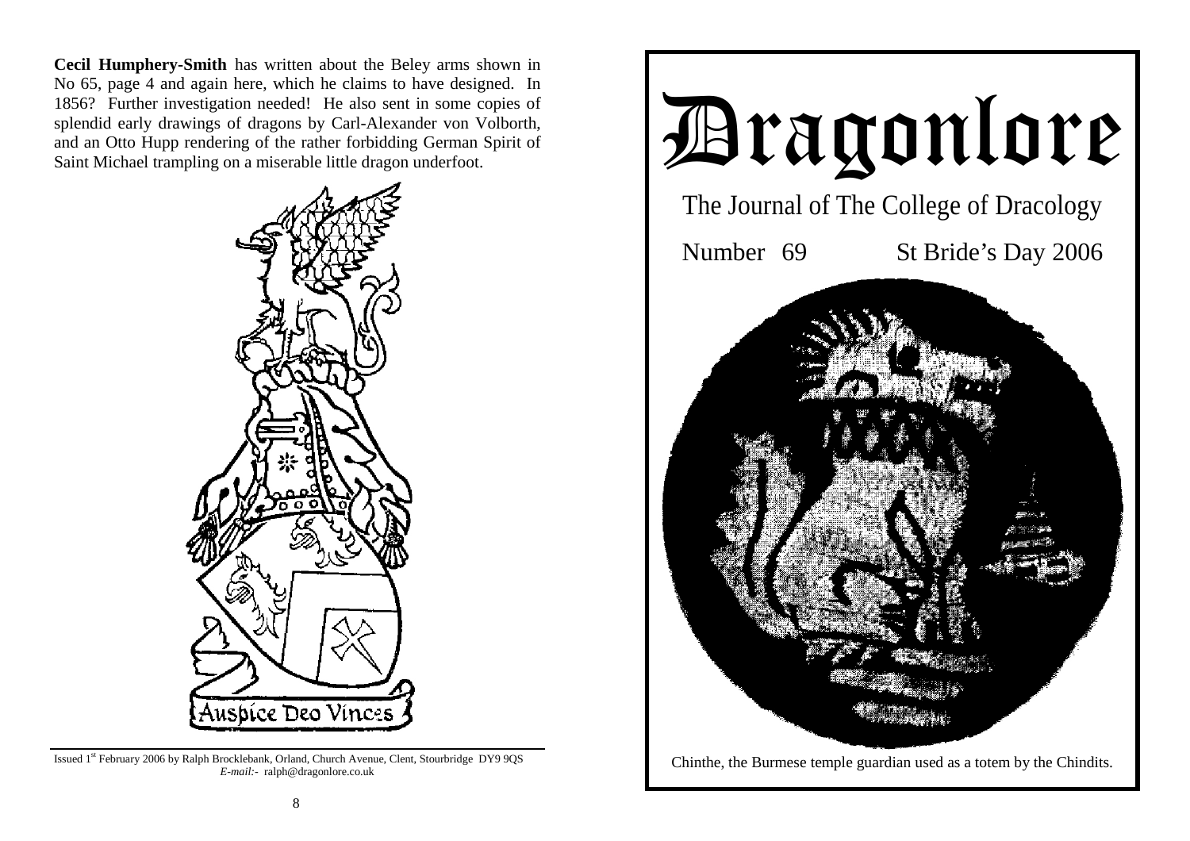**Cecil Humphery-Smith** has written about the Beley arms shown in No 65, page 4 and again here, which he claims to have designed. In 1856? Further investigation needed! He also sent in some copies of splendid early drawings of dragons by Carl-Alexander von Volborth, and an Otto Hupp rendering of the rather forbidding German Spirit of Saint Michael trampling on a miserable little dragon underfoot.

Auspice Deo Vinces

Issued 1st February 2006 by Ralph Brocklebank, Orland, Church Avenue, Clent, Stourbridge DY9 9QS
*E-mail:-* ralph@dragonlore.co.uk

# Dragonlore

The Journal of The College of Dracology

Number 69 St Bride's Day 2006

Chinthe, the Burmese temple guardian used as a totem by the Chindits.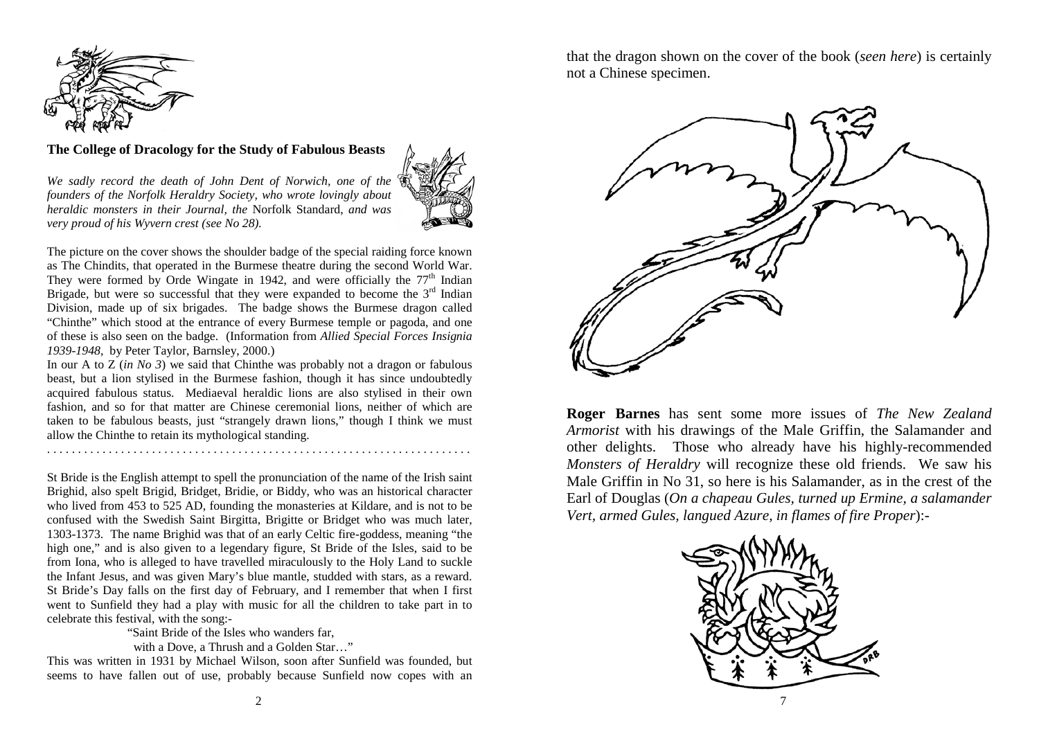**The College of Dracology for the Study of Fabulous Beasts**

*We sadly record the death of John Dent of Norwich, one of the founders of the Norfolk Heraldry Society, who wrote lovingly about heraldic monsters in their Journal, the* Norfolk Standard, *and was very proud of his Wyvern crest (see No 28).*

The picture on the cover shows the shoulder badge of the special raiding force known as The Chindits, that operated in the Burmese theatre during the second World War. They were formed by Orde Wingate in 1942, and were officially the 77th Indian Brigade, but were so successful that they were expanded to become the 3rd Indian Division, made up of six brigades. The badge shows the Burmese dragon called "Chinthe" which stood at the entrance of every Burmese temple or pagoda, and one of these is also seen on the badge. (Information from *Allied Special Forces Insignia 1939-1948*, by Peter Taylor, Barnsley, 2000.)

In our A to Z (*in No 3*) we said that Chinthe was probably not a dragon or fabulous beast, but a lion stylised in the Burmese fashion, though it has since undoubtedly acquired fabulous status. Mediaeval heraldic lions are also stylised in their own fashion, and so for that matter are Chinese ceremonial lions, neither of which are taken to be fabulous beasts, just "strangely drawn lions," though I think we must allow the Chinthe to retain its mythological standing.

. . . . . . . . . . . . . . . . . . . . . . . . . . . . . . . . . . . . . . . . . . . . . . . . . . . . . . . . . . . . . . . . . .

St Bride is the English attempt to spell the pronunciation of the name of the Irish saint Brighid, also spelt Brigid, Bridget, Bridie, or Biddy, who was an historical character who lived from 453 to 525 AD, founding the monasteries at Kildare, and is not to be confused with the Swedish Saint Birgitta, Brigitte or Bridget who was much later, 1303-1373. The name Brighid was that of an early Celtic fire-goddess, meaning "the high one," and is also given to a legendary figure, St Bride of the Isles, said to be from Iona, who is alleged to have travelled miraculously to the Holy Land to suckle the Infant Jesus, and was given Mary's blue mantle, studded with stars, as a reward. St Bride's Day falls on the first day of February, and I remember that when I first went to Sunfield they had a play with music for all the children to take part in to celebrate this festival, with the song:-

> "Saint Bride of the Isles who wanders far,
> with a Dove, a Thrush and a Golden Star…"

This was written in 1931 by Michael Wilson, soon after Sunfield was founded, but seems to have fallen out of use, probably because Sunfield now copes with an

that the dragon shown on the cover of the book (*seen here*) is certainly not a Chinese specimen.

**Roger Barnes** has sent some more issues of *The New Zealand Armorist* with his drawings of the Male Griffin, the Salamander and other delights. Those who already have his highly-recommended *Monsters of Heraldry* will recognize these old friends. We saw his Male Griffin in No 31, so here is his Salamander, as in the crest of the Earl of Douglas (*On a chapeau Gules, turned up Ermine, a salamander Vert, armed Gules, langued Azure, in flames of fire Proper*):-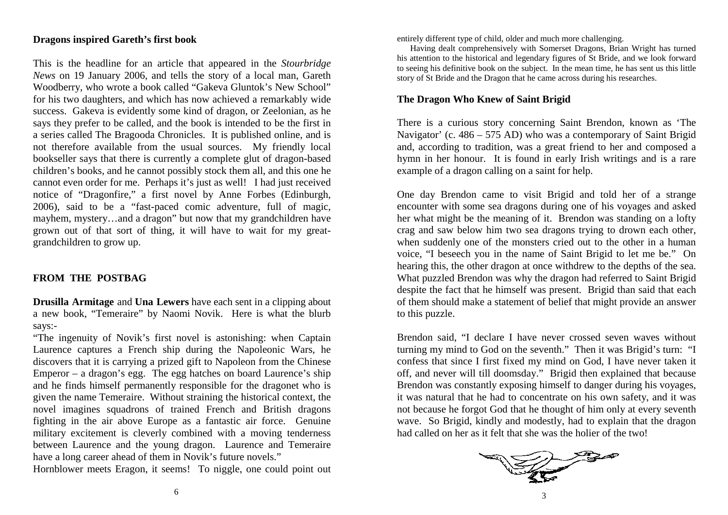**Dragons inspired Gareth's first book**

This is the headline for an article that appeared in the *Stourbridge News* on 19 January 2006, and tells the story of a local man, Gareth Woodberry, who wrote a book called "Gakeva Gluntok's New School" for his two daughters, and which has now achieved a remarkably wide success. Gakeva is evidently some kind of dragon, or Zeelonian, as he says they prefer to be called, and the book is intended to be the first in a series called The Bragooda Chronicles. It is published online, and is not therefore available from the usual sources. My friendly local bookseller says that there is currently a complete glut of dragon-based children's books, and he cannot possibly stock them all, and this one he cannot even order for me. Perhaps it's just as well! I had just received notice of "Dragonfire," a first novel by Anne Forbes (Edinburgh, 2006), said to be a "fast-paced comic adventure, full of magic, mayhem, mystery…and a dragon" but now that my grandchildren have grown out of that sort of thing, it will have to wait for my great-grandchildren to grow up.

## FROM THE POSTBAG

**Drusilla Armitage** and **Una Lewers** have each sent in a clipping about a new book, "Temeraire" by Naomi Novik. Here is what the blurb says:-

"The ingenuity of Novik's first novel is astonishing: when Captain Laurence captures a French ship during the Napoleonic Wars, he discovers that it is carrying a prized gift to Napoleon from the Chinese Emperor – a dragon's egg. The egg hatches on board Laurence's ship and he finds himself permanently responsible for the dragonet who is given the name Temeraire. Without straining the historical context, the novel imagines squadrons of trained French and British dragons fighting in the air above Europe as a fantastic air force. Genuine military excitement is cleverly combined with a moving tenderness between Laurence and the young dragon. Laurence and Temeraire have a long career ahead of them in Novik's future novels."

Hornblower meets Eragon, it seems! To niggle, one could point out entirely different type of child, older and much more challenging.

Having dealt comprehensively with Somerset Dragons, Brian Wright has turned his attention to the historical and legendary figures of St Bride, and we look forward to seeing his definitive book on the subject. In the mean time, he has sent us this little story of St Bride and the Dragon that he came across during his researches.

**The Dragon Who Knew of Saint Brigid**

There is a curious story concerning Saint Brendon, known as 'The Navigator' (c. 486 – 575 AD) who was a contemporary of Saint Brigid and, according to tradition, was a great friend to her and composed a hymn in her honour. It is found in early Irish writings and is a rare example of a dragon calling on a saint for help.

One day Brendon came to visit Brigid and told her of a strange encounter with some sea dragons during one of his voyages and asked her what might be the meaning of it. Brendon was standing on a lofty crag and saw below him two sea dragons trying to drown each other, when suddenly one of the monsters cried out to the other in a human voice, "I beseech you in the name of Saint Brigid to let me be." On hearing this, the other dragon at once withdrew to the depths of the sea. What puzzled Brendon was why the dragon had referred to Saint Brigid despite the fact that he himself was present. Brigid than said that each of them should make a statement of belief that might provide an answer to this puzzle.

Brendon said, "I declare I have never crossed seven waves without turning my mind to God on the seventh." Then it was Brigid's turn: "I confess that since I first fixed my mind on God, I have never taken it off, and never will till doomsday." Brigid then explained that because Brendon was constantly exposing himself to danger during his voyages, it was natural that he had to concentrate on his own safety, and it was not because he forgot God that he thought of him only at every seventh wave. So Brigid, kindly and modestly, had to explain that the dragon had called on her as it felt that she was the holier of the two!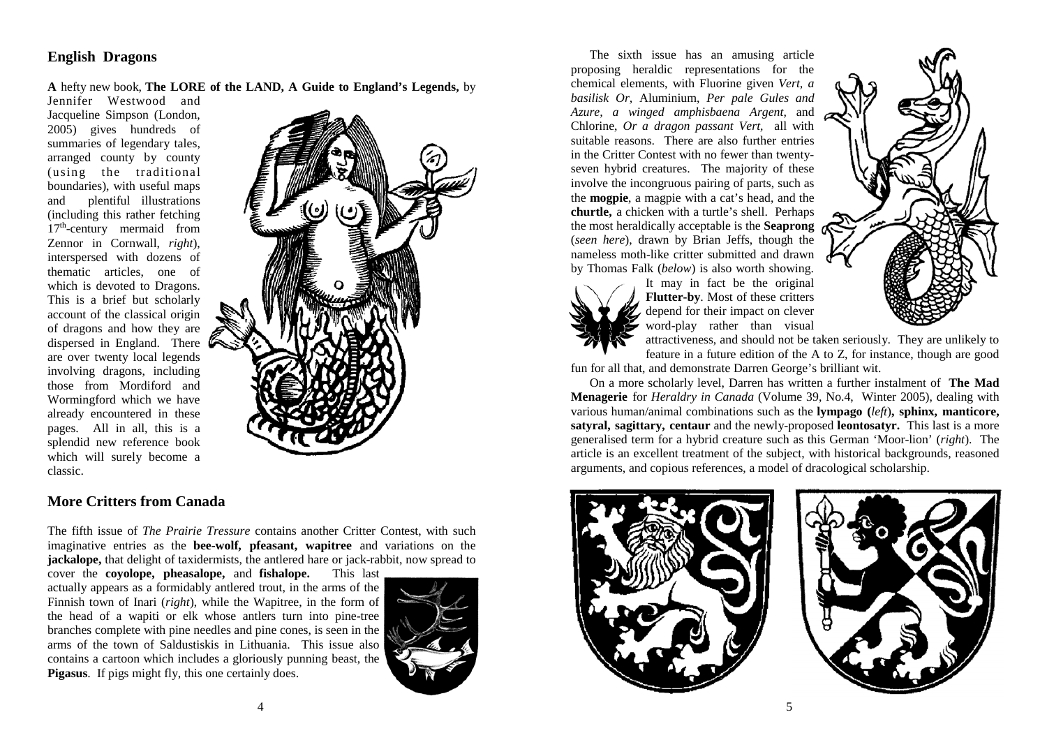## English Dragons

**A** hefty new book, **The LORE of the LAND, A Guide to England's Legends,** by Jennifer Westwood and Jacqueline Simpson (London, 2005) gives hundreds of summaries of legendary tales, arranged county by county (using the traditional boundaries), with useful maps and plentiful illustrations (including this rather fetching 17th-century mermaid from Zennor in Cornwall, *right*), interspersed with dozens of thematic articles, one of which is devoted to Dragons. This is a brief but scholarly account of the classical origin of dragons and how they are dispersed in England. There are over twenty local legends involving dragons, including those from Mordiford and Wormingford which we have already encountered in these pages. All in all, this is a splendid new reference book which will surely become a classic.

## More Critters from Canada

The fifth issue of *The Prairie Tressure* contains another Critter Contest, with such imaginative entries as the **bee-wolf, pfeasant, wapitree** and variations on the **jackalope,** that delight of taxidermists, the antlered hare or jack-rabbit, now spread to cover the **coyolope, pheasalope,** and **fishalope.** This last actually appears as a formidably antlered trout, in the arms of the Finnish town of Inari (*right*), while the Wapitree, in the form of the head of a wapiti or elk whose antlers turn into pine-tree branches complete with pine needles and pine cones, is seen in the arms of the town of Saldustiskis in Lithuania. This issue also contains a cartoon which includes a gloriously punning beast, the **Pigasus**. If pigs might fly, this one certainly does.

The sixth issue has an amusing article proposing heraldic representations for the chemical elements, with Fluorine given *Vert, a basilisk Or,* Aluminium, *Per pale Gules and Azure, a winged amphisbaena Argent,* and Chlorine, *Or a dragon passant Vert,* all with suitable reasons. There are also further entries in the Critter Contest with no fewer than twenty-seven hybrid creatures. The majority of these involve the incongruous pairing of parts, such as the **mogpie**, a magpie with a cat's head, and the **churtle,** a chicken with a turtle's shell. Perhaps the most heraldically acceptable is the **Seaprong** (*seen here*), drawn by Brian Jeffs, though the nameless moth-like critter submitted and drawn by Thomas Falk (*below*) is also worth showing. It may in fact be the original **Flutter-by**. Most of these critters depend for their impact on clever word-play rather than visual attractiveness, and should not be taken seriously. They are unlikely to feature in a future edition of the A to Z, for instance, though are good fun for all that, and demonstrate Darren George's brilliant wit.

On a more scholarly level, Darren has written a further instalment of **The Mad Menagerie** for *Heraldry in Canada* (Volume 39, No.4, Winter 2005), dealing with various human/animal combinations such as the **lympago (***left***), sphinx, manticore, satyral, sagittary, centaur** and the newly-proposed **leontosatyr.** This last is a more generalised term for a hybrid creature such as this German 'Moor-lion' (*right*). The article is an excellent treatment of the subject, with historical backgrounds, reasoned arguments, and copious references, a model of dracological scholarship.